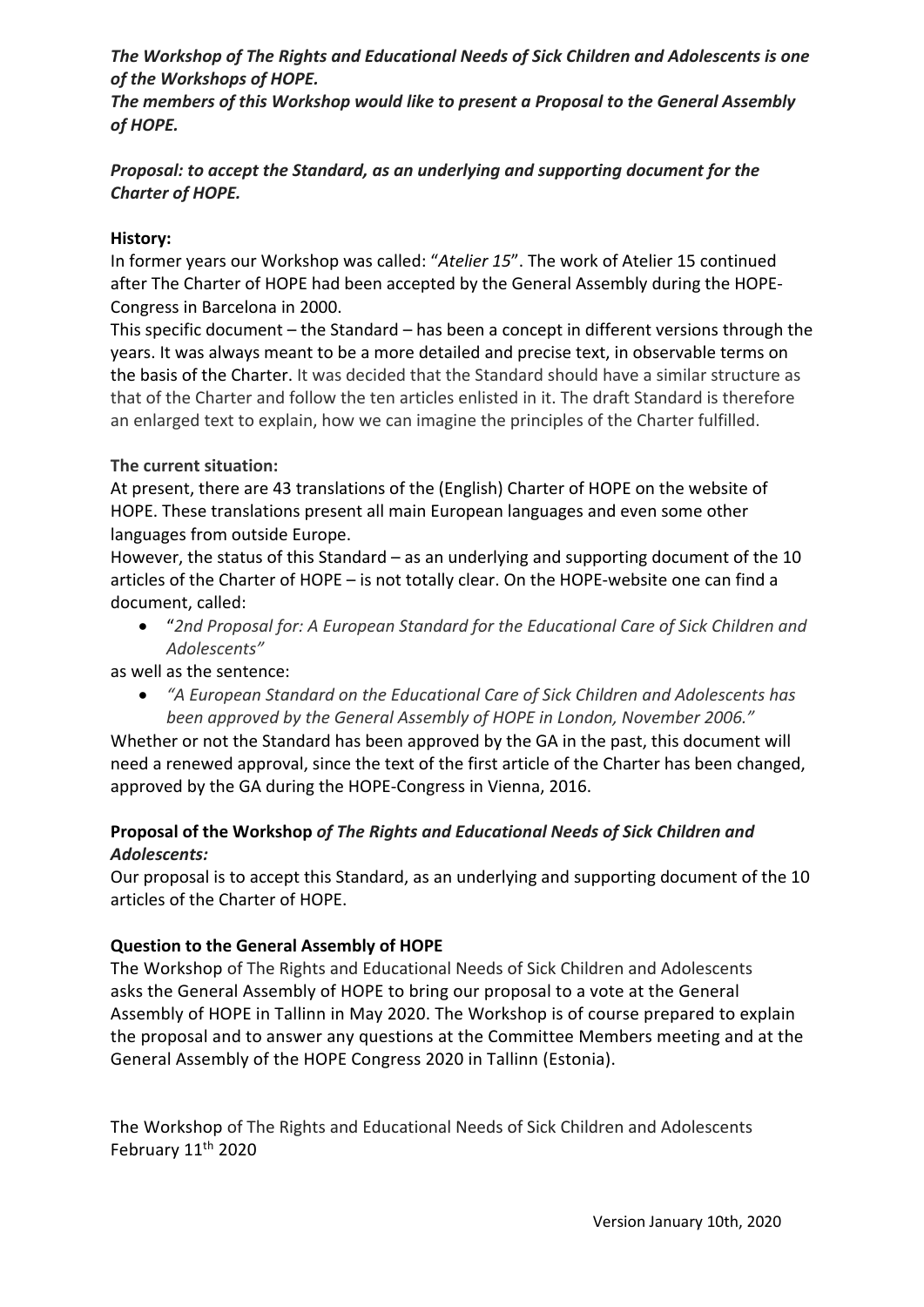***The Workshop of The Rights and Educational Needs of Sick Children and Adolescents is one of the Workshops of HOPE.***
***The members of this Workshop would like to present a Proposal to the General Assembly of HOPE.***

***Proposal: to accept the Standard, as an underlying and supporting document for the Charter of HOPE.***

**History:**
In former years our Workshop was called: "*Atelier 15*". The work of Atelier 15 continued after The Charter of HOPE had been accepted by the General Assembly during the HOPE-Congress in Barcelona in 2000.
This specific document – the Standard – has been a concept in different versions through the years. It was always meant to be a more detailed and precise text, in observable terms on the basis of the Charter. It was decided that the Standard should have a similar structure as that of the Charter and follow the ten articles enlisted in it. The draft Standard is therefore an enlarged text to explain, how we can imagine the principles of the Charter fulfilled.

**The current situation:**
At present, there are 43 translations of the (English) Charter of HOPE on the website of HOPE. These translations present all main European languages and even some other languages from outside Europe.
However, the status of this Standard – as an underlying and supporting document of the 10 articles of the Charter of HOPE – is not totally clear. On the HOPE-website one can find a document, called:

- "*2nd Proposal for: A European Standard for the Educational Care of Sick Children and Adolescents"*

as well as the sentence:

- *"A European Standard on the Educational Care of Sick Children and Adolescents has been approved by the General Assembly of HOPE in London, November 2006."*

Whether or not the Standard has been approved by the GA in the past, this document will need a renewed approval, since the text of the first article of the Charter has been changed, approved by the GA during the HOPE-Congress in Vienna, 2016.

**Proposal of the Workshop *of The Rights and Educational Needs of Sick Children and Adolescents:***
Our proposal is to accept this Standard, as an underlying and supporting document of the 10 articles of the Charter of HOPE.

**Question to the General Assembly of HOPE**
The Workshop of The Rights and Educational Needs of Sick Children and Adolescents asks the General Assembly of HOPE to bring our proposal to a vote at the General Assembly of HOPE in Tallinn in May 2020. The Workshop is of course prepared to explain the proposal and to answer any questions at the Committee Members meeting and at the General Assembly of the HOPE Congress 2020 in Tallinn (Estonia).

The Workshop of The Rights and Educational Needs of Sick Children and Adolescents
February 11th 2020

Version January 10th, 2020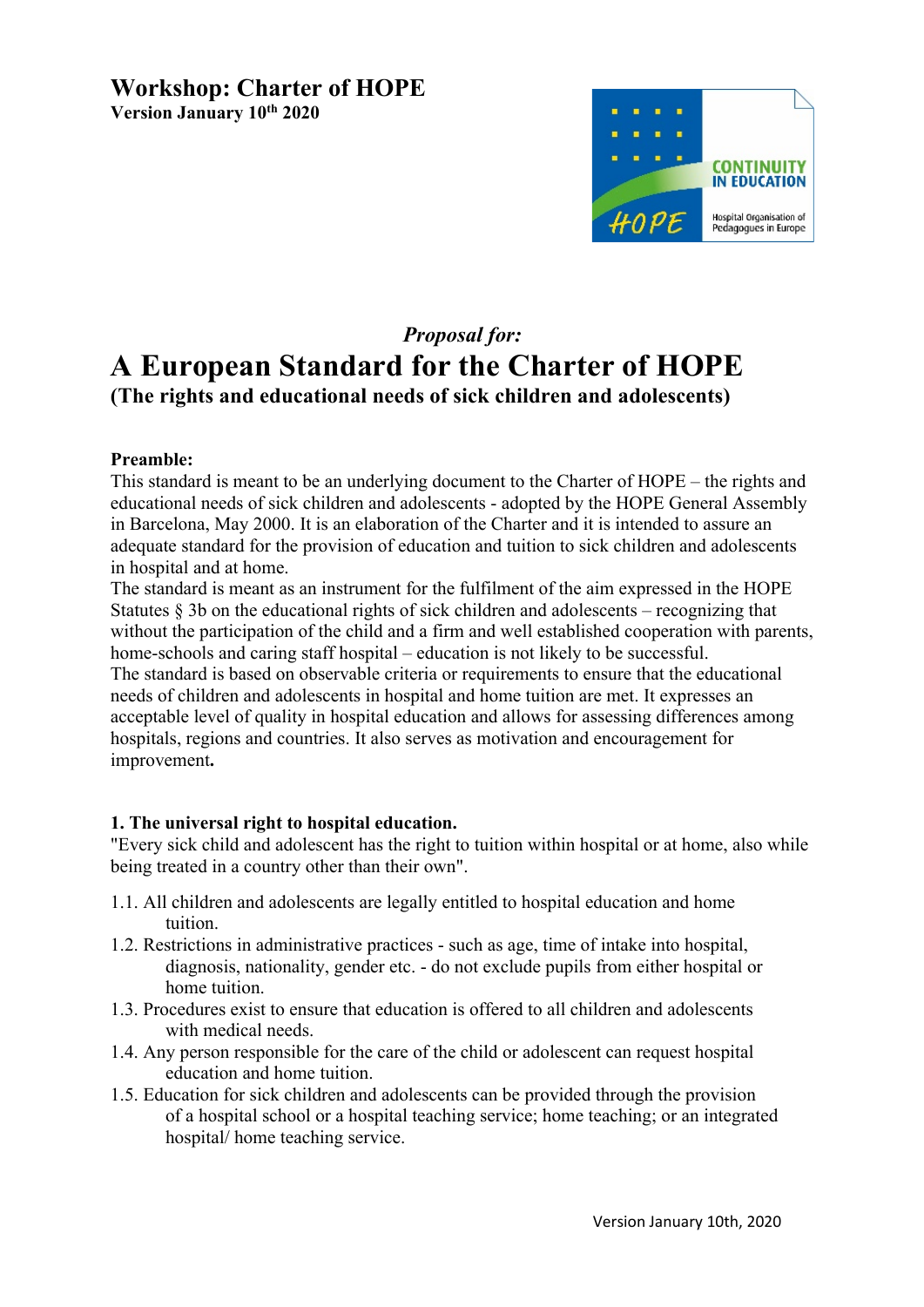# Workshop: Charter of HOPE

**Version January 10th 2020**

*Proposal for:*

# A European Standard for the Charter of HOPE

**(The rights and educational needs of sick children and adolescents)**

**Preamble:**

This standard is meant to be an underlying document to the Charter of HOPE – the rights and educational needs of sick children and adolescents - adopted by the HOPE General Assembly in Barcelona, May 2000. It is an elaboration of the Charter and it is intended to assure an adequate standard for the provision of education and tuition to sick children and adolescents in hospital and at home.

The standard is meant as an instrument for the fulfilment of the aim expressed in the HOPE Statutes § 3b on the educational rights of sick children and adolescents – recognizing that without the participation of the child and a firm and well established cooperation with parents, home-schools and caring staff hospital – education is not likely to be successful.

The standard is based on observable criteria or requirements to ensure that the educational needs of children and adolescents in hospital and home tuition are met. It expresses an acceptable level of quality in hospital education and allows for assessing differences among hospitals, regions and countries. It also serves as motivation and encouragement for improvement**.**

**1. The universal right to hospital education.**

"Every sick child and adolescent has the right to tuition within hospital or at home, also while being treated in a country other than their own".

1.1. All children and adolescents are legally entitled to hospital education and home tuition.

1.2. Restrictions in administrative practices - such as age, time of intake into hospital, diagnosis, nationality, gender etc. - do not exclude pupils from either hospital or home tuition.

1.3. Procedures exist to ensure that education is offered to all children and adolescents with medical needs.

1.4. Any person responsible for the care of the child or adolescent can request hospital education and home tuition.

1.5. Education for sick children and adolescents can be provided through the provision of a hospital school or a hospital teaching service; home teaching; or an integrated hospital/ home teaching service.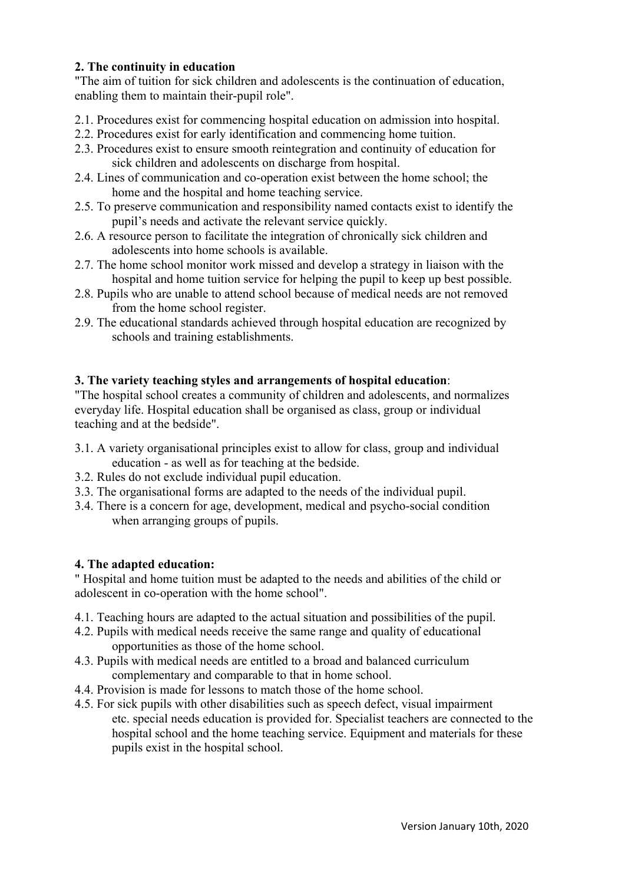**2. The continuity in education**

"The aim of tuition for sick children and adolescents is the continuation of education, enabling them to maintain their-pupil role".

2.1. Procedures exist for commencing hospital education on admission into hospital.
2.2. Procedures exist for early identification and commencing home tuition.
2.3. Procedures exist to ensure smooth reintegration and continuity of education for sick children and adolescents on discharge from hospital.
2.4. Lines of communication and co-operation exist between the home school; the home and the hospital and home teaching service.
2.5. To preserve communication and responsibility named contacts exist to identify the pupil's needs and activate the relevant service quickly.
2.6. A resource person to facilitate the integration of chronically sick children and adolescents into home schools is available.
2.7. The home school monitor work missed and develop a strategy in liaison with the hospital and home tuition service for helping the pupil to keep up best possible.
2.8. Pupils who are unable to attend school because of medical needs are not removed from the home school register.
2.9. The educational standards achieved through hospital education are recognized by schools and training establishments.

**3. The variety teaching styles and arrangements of hospital education**:

"The hospital school creates a community of children and adolescents, and normalizes everyday life. Hospital education shall be organised as class, group or individual teaching and at the bedside".

3.1. A variety organisational principles exist to allow for class, group and individual education - as well as for teaching at the bedside.
3.2. Rules do not exclude individual pupil education.
3.3. The organisational forms are adapted to the needs of the individual pupil.
3.4. There is a concern for age, development, medical and psycho-social condition when arranging groups of pupils.

**4. The adapted education:**

" Hospital and home tuition must be adapted to the needs and abilities of the child or adolescent in co-operation with the home school".

4.1. Teaching hours are adapted to the actual situation and possibilities of the pupil.
4.2. Pupils with medical needs receive the same range and quality of educational opportunities as those of the home school.
4.3. Pupils with medical needs are entitled to a broad and balanced curriculum complementary and comparable to that in home school.
4.4. Provision is made for lessons to match those of the home school.
4.5. For sick pupils with other disabilities such as speech defect, visual impairment etc. special needs education is provided for. Specialist teachers are connected to the hospital school and the home teaching service. Equipment and materials for these pupils exist in the hospital school.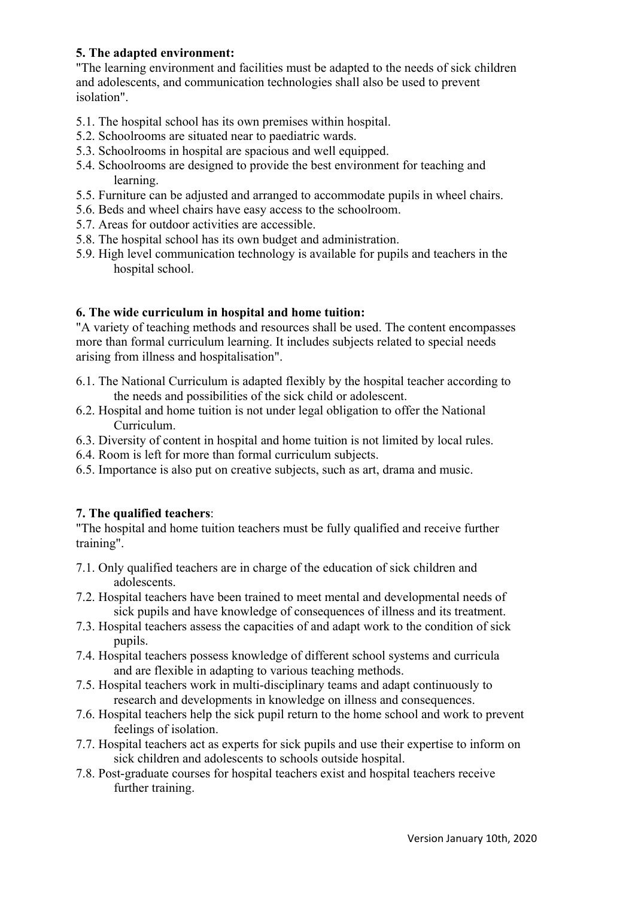**5. The adapted environment:**

"The learning environment and facilities must be adapted to the needs of sick children and adolescents, and communication technologies shall also be used to prevent isolation".

5.1. The hospital school has its own premises within hospital.
5.2. Schoolrooms are situated near to paediatric wards.
5.3. Schoolrooms in hospital are spacious and well equipped.
5.4. Schoolrooms are designed to provide the best environment for teaching and learning.
5.5. Furniture can be adjusted and arranged to accommodate pupils in wheel chairs.
5.6. Beds and wheel chairs have easy access to the schoolroom.
5.7. Areas for outdoor activities are accessible.
5.8. The hospital school has its own budget and administration.
5.9. High level communication technology is available for pupils and teachers in the hospital school.

**6. The wide curriculum in hospital and home tuition:**

"A variety of teaching methods and resources shall be used. The content encompasses more than formal curriculum learning. It includes subjects related to special needs arising from illness and hospitalisation".

6.1. The National Curriculum is adapted flexibly by the hospital teacher according to the needs and possibilities of the sick child or adolescent.
6.2. Hospital and home tuition is not under legal obligation to offer the National Curriculum.
6.3. Diversity of content in hospital and home tuition is not limited by local rules.
6.4. Room is left for more than formal curriculum subjects.
6.5. Importance is also put on creative subjects, such as art, drama and music.

**7. The qualified teachers**:

"The hospital and home tuition teachers must be fully qualified and receive further training".

7.1. Only qualified teachers are in charge of the education of sick children and adolescents.
7.2. Hospital teachers have been trained to meet mental and developmental needs of sick pupils and have knowledge of consequences of illness and its treatment.
7.3. Hospital teachers assess the capacities of and adapt work to the condition of sick pupils.
7.4. Hospital teachers possess knowledge of different school systems and curricula and are flexible in adapting to various teaching methods.
7.5. Hospital teachers work in multi-disciplinary teams and adapt continuously to research and developments in knowledge on illness and consequences.
7.6. Hospital teachers help the sick pupil return to the home school and work to prevent feelings of isolation.
7.7. Hospital teachers act as experts for sick pupils and use their expertise to inform on sick children and adolescents to schools outside hospital.
7.8. Post-graduate courses for hospital teachers exist and hospital teachers receive further training.

Version January 10th, 2020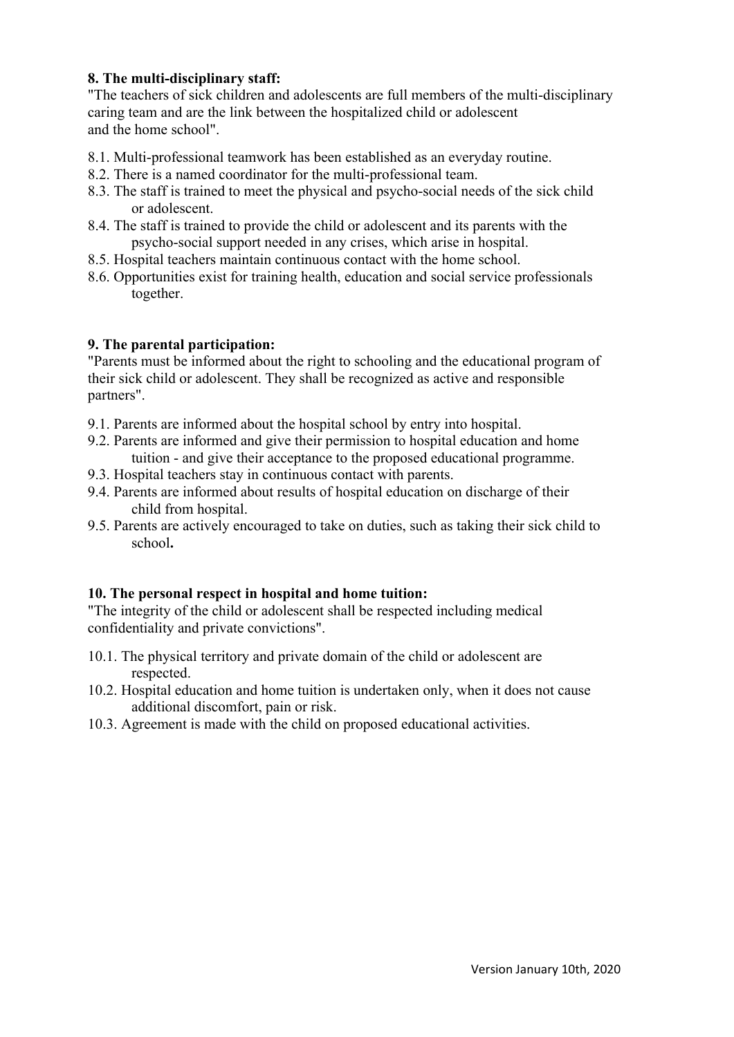**8. The multi-disciplinary staff:**

"The teachers of sick children and adolescents are full members of the multi-disciplinary caring team and are the link between the hospitalized child or adolescent and the home school".

- 8.1. Multi-professional teamwork has been established as an everyday routine.
- 8.2. There is a named coordinator for the multi-professional team.
- 8.3. The staff is trained to meet the physical and psycho-social needs of the sick child or adolescent.
- 8.4. The staff is trained to provide the child or adolescent and its parents with the psycho-social support needed in any crises, which arise in hospital.
- 8.5. Hospital teachers maintain continuous contact with the home school.
- 8.6. Opportunities exist for training health, education and social service professionals together.

**9. The parental participation:**

"Parents must be informed about the right to schooling and the educational program of their sick child or adolescent. They shall be recognized as active and responsible partners".

- 9.1. Parents are informed about the hospital school by entry into hospital.
- 9.2. Parents are informed and give their permission to hospital education and home tuition - and give their acceptance to the proposed educational programme.
- 9.3. Hospital teachers stay in continuous contact with parents.
- 9.4. Parents are informed about results of hospital education on discharge of their child from hospital.
- 9.5. Parents are actively encouraged to take on duties, such as taking their sick child to school**.**

**10. The personal respect in hospital and home tuition:**

"The integrity of the child or adolescent shall be respected including medical confidentiality and private convictions".

- 10.1. The physical territory and private domain of the child or adolescent are respected.
- 10.2. Hospital education and home tuition is undertaken only, when it does not cause additional discomfort, pain or risk.
- 10.3. Agreement is made with the child on proposed educational activities.

Version January 10th, 2020